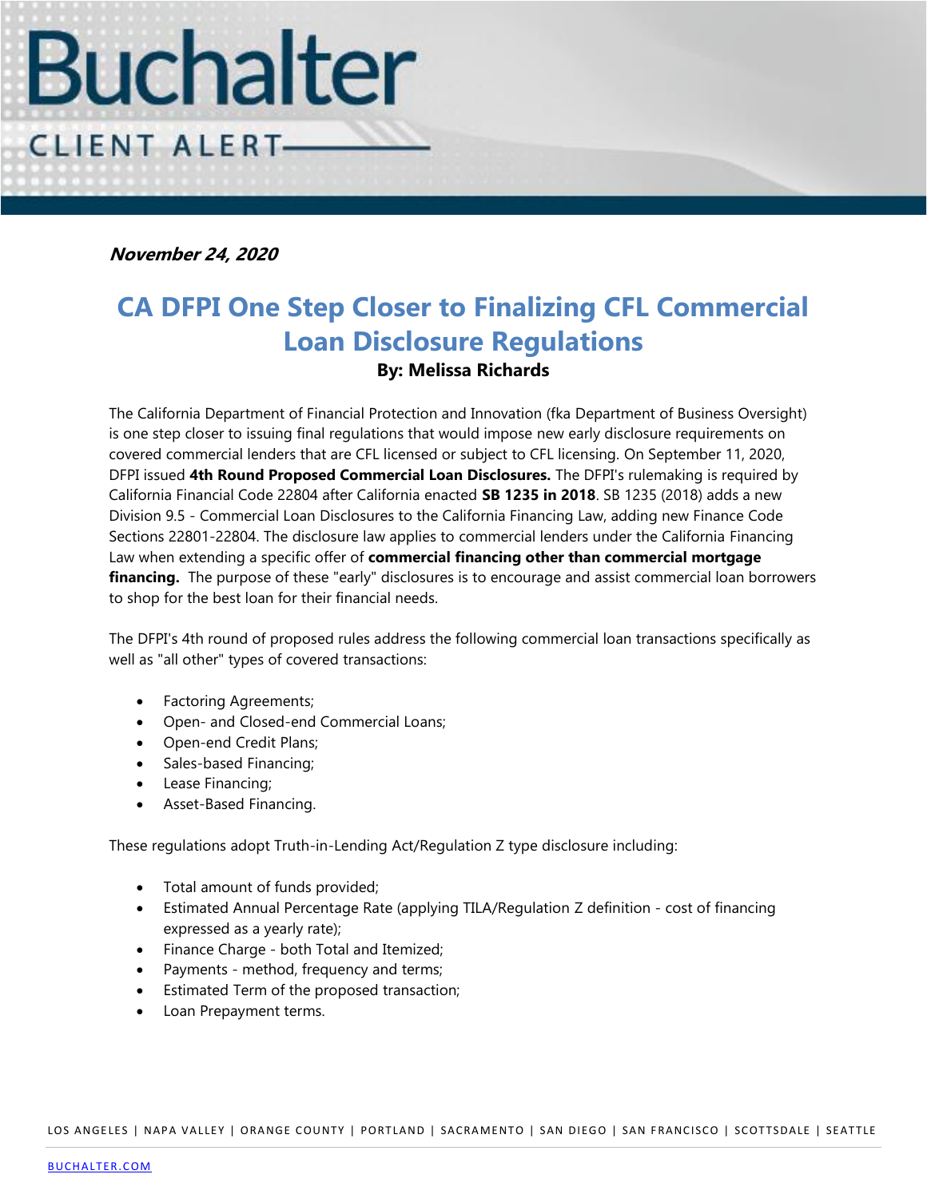Buchalter

CLIENT ALERT

***November 24, 2020***

# CA DFPI One Step Closer to Finalizing CFL Commercial Loan Disclosure Regulations

**By: Melissa Richards**

The California Department of Financial Protection and Innovation (fka Department of Business Oversight) is one step closer to issuing final regulations that would impose new early disclosure requirements on covered commercial lenders that are CFL licensed or subject to CFL licensing. On September 11, 2020, DFPI issued **4th Round Proposed Commercial Loan Disclosures.** The DFPI's rulemaking is required by California Financial Code 22804 after California enacted **SB 1235 in 2018**. SB 1235 (2018) adds a new Division 9.5 - Commercial Loan Disclosures to the California Financing Law, adding new Finance Code Sections 22801-22804. The disclosure law applies to commercial lenders under the California Financing Law when extending a specific offer of **commercial financing other than commercial mortgage financing.** The purpose of these "early" disclosures is to encourage and assist commercial loan borrowers to shop for the best loan for their financial needs.

The DFPI's 4th round of proposed rules address the following commercial loan transactions specifically as well as "all other" types of covered transactions:

- Factoring Agreements;
- Open- and Closed-end Commercial Loans;
- Open-end Credit Plans;
- Sales-based Financing;
- Lease Financing;
- Asset-Based Financing.

These regulations adopt Truth-in-Lending Act/Regulation Z type disclosure including:

- Total amount of funds provided;
- Estimated Annual Percentage Rate (applying TILA/Regulation Z definition - cost of financing expressed as a yearly rate);
- Finance Charge - both Total and Itemized;
- Payments - method, frequency and terms;
- Estimated Term of the proposed transaction;
- Loan Prepayment terms.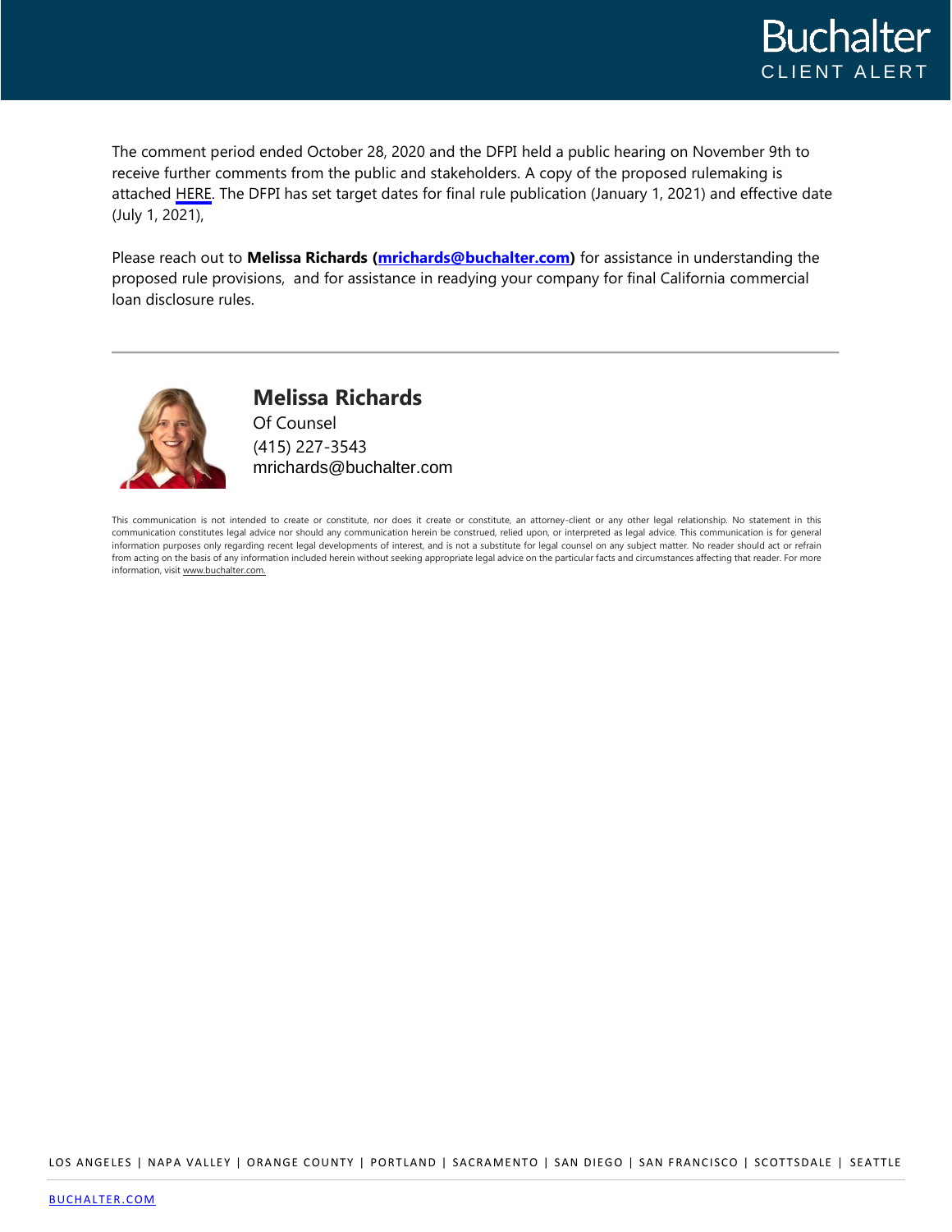The comment period ended October 28, 2020 and the DFPI held a public hearing on November 9th to receive further comments from the public and stakeholders. A copy of the proposed rulemaking is attached HERE. The DFPI has set target dates for final rule publication (January 1, 2021) and effective date (July 1, 2021),

Please reach out to **Melissa Richards (mrichards@buchalter.com)** for assistance in understanding the proposed rule provisions, and for assistance in readying your company for final California commercial loan disclosure rules.

---

**Melissa Richards**
Of Counsel
(415) 227-3543
mrichards@buchalter.com

This communication is not intended to create or constitute, nor does it create or constitute, an attorney-client or any other legal relationship. No statement in this communication constitutes legal advice nor should any communication herein be construed, relied upon, or interpreted as legal advice. This communication is for general information purposes only regarding recent legal developments of interest, and is not a substitute for legal counsel on any subject matter. No reader should act or refrain from acting on the basis of any information included herein without seeking appropriate legal advice on the particular facts and circumstances affecting that reader. For more information, visit www.buchalter.com.

LOS ANGELES | NAPA VALLEY | ORANGE COUNTY | PORTLAND | SACRAMENTO | SAN DIEGO | SAN FRANCISCO | SCOTTSDALE | SEATTLE

BUCHALTER.COM